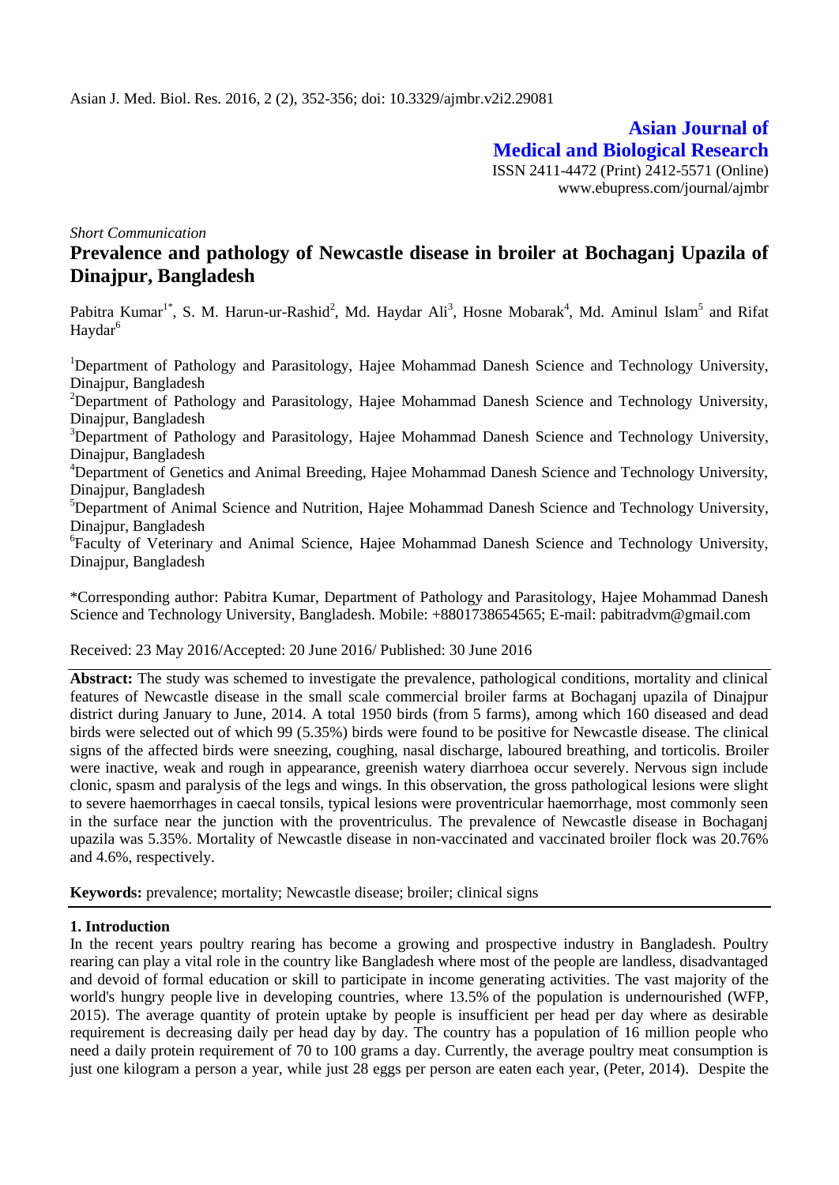# Asian Journal of Medical and Biological Research

ISSN 2411-4472 (Print) 2412-5571 (Online)
www.ebupress.com/journal/ajmbr

*Short Communication*

## Prevalence and pathology of Newcastle disease in broiler at Bochaganj Upazila of Dinajpur, Bangladesh

Pabitra Kumar[1*], S. M. Harun-ur-Rashid[2], Md. Haydar Ali[3], Hosne Mobarak[4], Md. Aminul Islam[5] and Rifat Haydar[6]

[1]Department of Pathology and Parasitology, Hajee Mohammad Danesh Science and Technology University, Dinajpur, Bangladesh

[2]Department of Pathology and Parasitology, Hajee Mohammad Danesh Science and Technology University, Dinajpur, Bangladesh

[3]Department of Pathology and Parasitology, Hajee Mohammad Danesh Science and Technology University, Dinajpur, Bangladesh

[4]Department of Genetics and Animal Breeding, Hajee Mohammad Danesh Science and Technology University, Dinajpur, Bangladesh

[5]Department of Animal Science and Nutrition, Hajee Mohammad Danesh Science and Technology University, Dinajpur, Bangladesh

[6]Faculty of Veterinary and Animal Science, Hajee Mohammad Danesh Science and Technology University, Dinajpur, Bangladesh

*Corresponding author: Pabitra Kumar, Department of Pathology and Parasitology, Hajee Mohammad Danesh Science and Technology University, Bangladesh. Mobile: +8801738654565; E-mail: pabitradvm@gmail.com

Received: 23 May 2016/Accepted: 20 June 2016/ Published: 30 June 2016

**Abstract:** The study was schemed to investigate the prevalence, pathological conditions, mortality and clinical features of Newcastle disease in the small scale commercial broiler farms at Bochaganj upazila of Dinajpur district during January to June, 2014. A total 1950 birds (from 5 farms), among which 160 diseased and dead birds were selected out of which 99 (5.35%) birds were found to be positive for Newcastle disease. The clinical signs of the affected birds were sneezing, coughing, nasal discharge, laboured breathing, and torticolis. Broiler were inactive, weak and rough in appearance, greenish watery diarrhoea occur severely. Nervous sign include clonic, spasm and paralysis of the legs and wings. In this observation, the gross pathological lesions were slight to severe haemorrhages in caecal tonsils, typical lesions were proventricular haemorrhage, most commonly seen in the surface near the junction with the proventriculus. The prevalence of Newcastle disease in Bochaganj upazila was 5.35%. Mortality of Newcastle disease in non-vaccinated and vaccinated broiler flock was 20.76% and 4.6%, respectively.

**Keywords:** prevalence; mortality; Newcastle disease; broiler; clinical signs

## 1. Introduction

In the recent years poultry rearing has become a growing and prospective industry in Bangladesh. Poultry rearing can play a vital role in the country like Bangladesh where most of the people are landless, disadvantaged and devoid of formal education or skill to participate in income generating activities. The vast majority of the world's hungry people live in developing countries, where 13.5% of the population is undernourished (WFP, 2015). The average quantity of protein uptake by people is insufficient per head per day where as desirable requirement is decreasing daily per head day by day. The country has a population of 16 million people who need a daily protein requirement of 70 to 100 grams a day. Currently, the average poultry meat consumption is just one kilogram a person a year, while just 28 eggs per person are eaten each year, (Peter, 2014). Despite the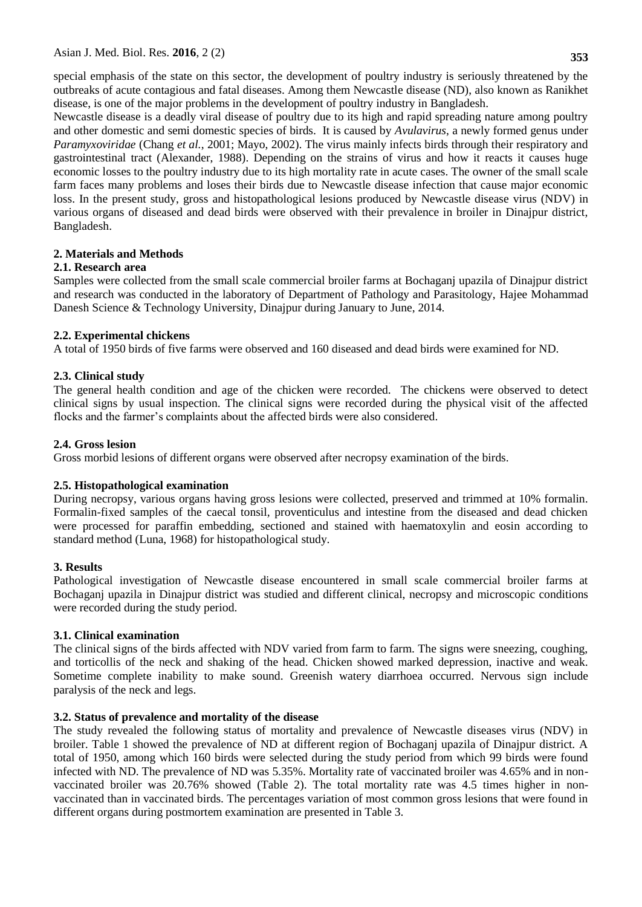special emphasis of the state on this sector, the development of poultry industry is seriously threatened by the outbreaks of acute contagious and fatal diseases. Among them Newcastle disease (ND), also known as Ranikhet disease, is one of the major problems in the development of poultry industry in Bangladesh.

Newcastle disease is a deadly viral disease of poultry due to its high and rapid spreading nature among poultry and other domestic and semi domestic species of birds. It is caused by *Avulavirus*, a newly formed genus under *Paramyxoviridae* (Chang *et al.*, 2001; Mayo, 2002). The virus mainly infects birds through their respiratory and gastrointestinal tract (Alexander, 1988). Depending on the strains of virus and how it reacts it causes huge economic losses to the poultry industry due to its high mortality rate in acute cases. The owner of the small scale farm faces many problems and loses their birds due to Newcastle disease infection that cause major economic loss. In the present study, gross and histopathological lesions produced by Newcastle disease virus (NDV) in various organs of diseased and dead birds were observed with their prevalence in broiler in Dinajpur district, Bangladesh.

## 2. Materials and Methods

### 2.1. Research area

Samples were collected from the small scale commercial broiler farms at Bochaganj upazila of Dinajpur district and research was conducted in the laboratory of Department of Pathology and Parasitology, Hajee Mohammad Danesh Science & Technology University, Dinajpur during January to June, 2014.

### 2.2. Experimental chickens

A total of 1950 birds of five farms were observed and 160 diseased and dead birds were examined for ND.

### 2.3. Clinical study

The general health condition and age of the chicken were recorded. The chickens were observed to detect clinical signs by usual inspection. The clinical signs were recorded during the physical visit of the affected flocks and the farmer's complaints about the affected birds were also considered.

### 2.4. Gross lesion

Gross morbid lesions of different organs were observed after necropsy examination of the birds.

### 2.5. Histopathological examination

During necropsy, various organs having gross lesions were collected, preserved and trimmed at 10% formalin. Formalin-fixed samples of the caecal tonsil, proventiculus and intestine from the diseased and dead chicken were processed for paraffin embedding, sectioned and stained with haematoxylin and eosin according to standard method (Luna, 1968) for histopathological study.

## 3. Results

Pathological investigation of Newcastle disease encountered in small scale commercial broiler farms at Bochaganj upazila in Dinajpur district was studied and different clinical, necropsy and microscopic conditions were recorded during the study period.

### 3.1. Clinical examination

The clinical signs of the birds affected with NDV varied from farm to farm. The signs were sneezing, coughing, and torticollis of the neck and shaking of the head. Chicken showed marked depression, inactive and weak. Sometime complete inability to make sound. Greenish watery diarrhoea occurred. Nervous sign include paralysis of the neck and legs.

### 3.2. Status of prevalence and mortality of the disease

The study revealed the following status of mortality and prevalence of Newcastle diseases virus (NDV) in broiler. Table 1 showed the prevalence of ND at different region of Bochaganj upazila of Dinajpur district. A total of 1950, among which 160 birds were selected during the study period from which 99 birds were found infected with ND. The prevalence of ND was 5.35%. Mortality rate of vaccinated broiler was 4.65% and in non-vaccinated broiler was 20.76% showed (Table 2). The total mortality rate was 4.5 times higher in non-vaccinated than in vaccinated birds. The percentages variation of most common gross lesions that were found in different organs during postmortem examination are presented in Table 3.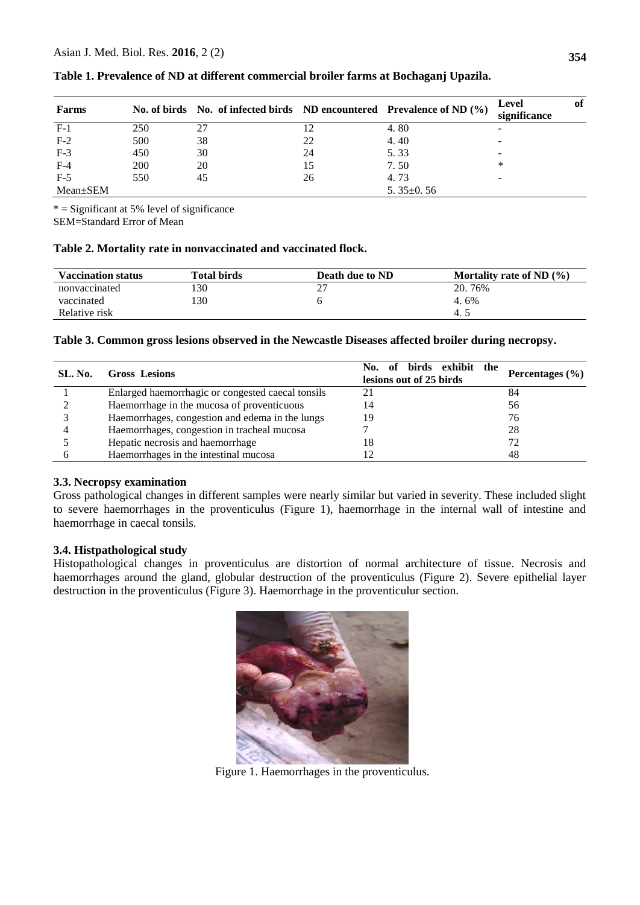**Table 1. Prevalence of ND at different commercial broiler farms at Bochaganj Upazila.**

| Farms | No. of birds | No. of infected birds | ND encountered | Prevalence of ND (%) | Level of significance |
|---|---|---|---|---|---|
| F-1 | 250 | 27 | 12 | 4. 80 | - |
| F-2 | 500 | 38 | 22 | 4. 40 | - |
| F-3 | 450 | 30 | 24 | 5. 33 | - |
| F-4 | 200 | 20 | 15 | 7. 50 | * |
| F-5 | 550 | 45 | 26 | 4. 73 | - |
| Mean±SEM | | | | 5. 35±0. 56 | |

* = Significant at 5% level of significance
SEM=Standard Error of Mean

**Table 2. Mortality rate in nonvaccinated and vaccinated flock.**

| Vaccination status | Total birds | Death due to ND | Mortality rate of ND (%) |
|---|---|---|---|
| nonvaccinated | 130 | 27 | 20. 76% |
| vaccinated | 130 | 6 | 4. 6% |
| Relative risk | | | 4. 5 |

**Table 3. Common gross lesions observed in the Newcastle Diseases affected broiler during necropsy.**

| SL. No. | Gross Lesions | No. of birds exhibit the lesions out of 25 birds | Percentages (%) |
|---|---|---|---|
| 1 | Enlarged haemorrhagic or congested caecal tonsils | 21 | 84 |
| 2 | Haemorrhage in the mucosa of proventicuous | 14 | 56 |
| 3 | Haemorrhages, congestion and edema in the lungs | 19 | 76 |
| 4 | Haemorrhages, congestion in tracheal mucosa | 7 | 28 |
| 5 | Hepatic necrosis and haemorrhage | 18 | 72 |
| 6 | Haemorrhages in the intestinal mucosa | 12 | 48 |

### 3.3. Necropsy examination

Gross pathological changes in different samples were nearly similar but varied in severity. These included slight to severe haemorrhages in the proventiculus (Figure 1), haemorrhage in the internal wall of intestine and haemorrhage in caecal tonsils.

### 3.4. Histpathological study

Histopathological changes in proventiculus are distortion of normal architecture of tissue. Necrosis and haemorrhages around the gland, globular destruction of the proventiculus (Figure 2). Severe epithelial layer destruction in the proventiculus (Figure 3). Haemorrhage in the proventiculur section.

Figure 1. Haemorrhages in the proventiculus.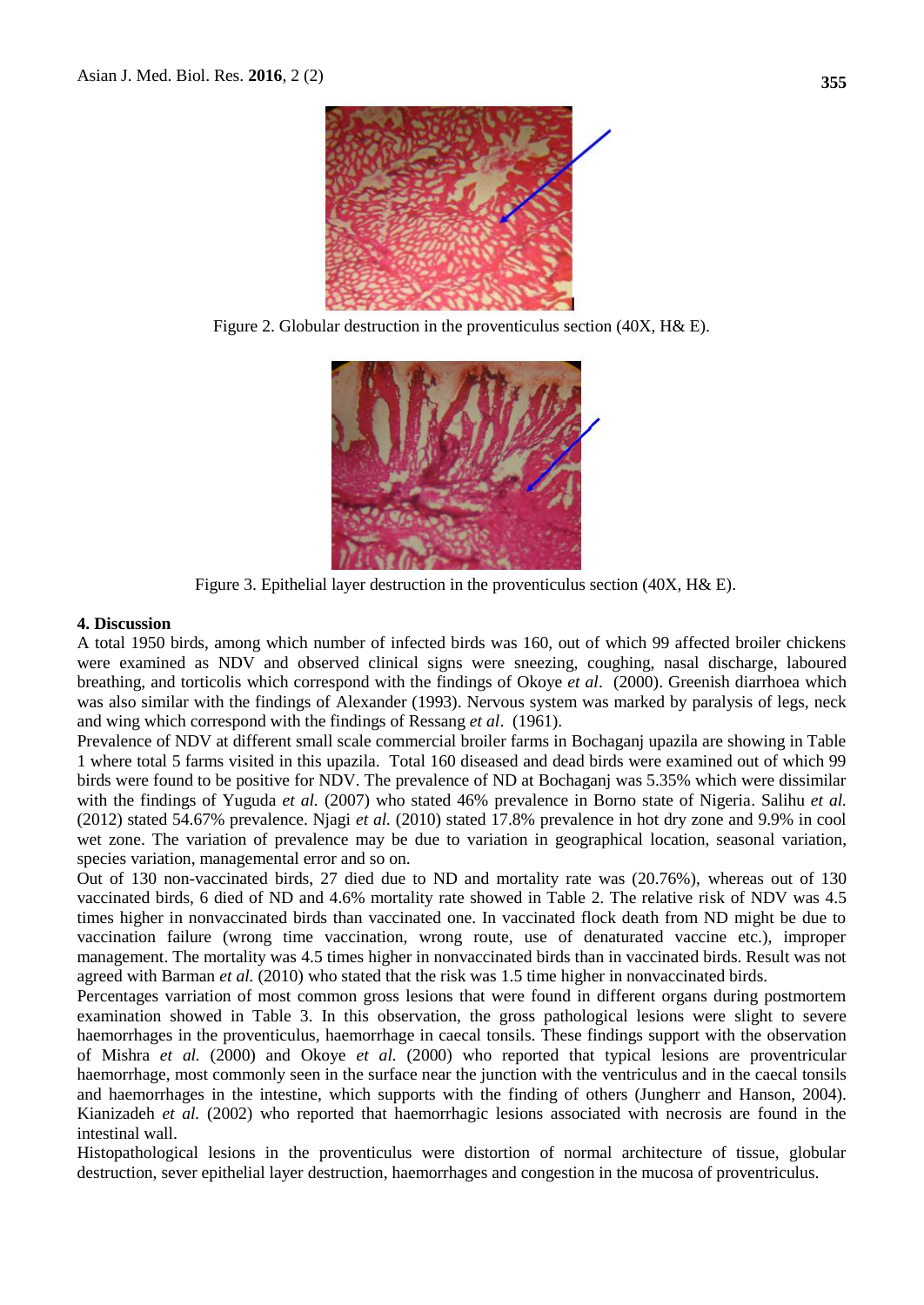Figure 2. Globular destruction in the proventiculus section (40X, H& E).

Figure 3. Epithelial layer destruction in the proventiculus section (40X, H& E).

## 4. Discussion

A total 1950 birds, among which number of infected birds was 160, out of which 99 affected broiler chickens were examined as NDV and observed clinical signs were sneezing, coughing, nasal discharge, laboured breathing, and torticolis which correspond with the findings of Okoye *et al*. (2000). Greenish diarrhoea which was also similar with the findings of Alexander (1993). Nervous system was marked by paralysis of legs, neck and wing which correspond with the findings of Ressang *et al*. (1961).

Prevalence of NDV at different small scale commercial broiler farms in Bochaganj upazila are showing in Table 1 where total 5 farms visited in this upazila. Total 160 diseased and dead birds were examined out of which 99 birds were found to be positive for NDV. The prevalence of ND at Bochaganj was 5.35% which were dissimilar with the findings of Yuguda *et al.* (2007) who stated 46% prevalence in Borno state of Nigeria. Salihu *et al.* (2012) stated 54.67% prevalence. Njagi *et al.* (2010) stated 17.8% prevalence in hot dry zone and 9.9% in cool wet zone. The variation of prevalence may be due to variation in geographical location, seasonal variation, species variation, managemental error and so on.

Out of 130 non-vaccinated birds, 27 died due to ND and mortality rate was (20.76%), whereas out of 130 vaccinated birds, 6 died of ND and 4.6% mortality rate showed in Table 2. The relative risk of NDV was 4.5 times higher in nonvaccinated birds than vaccinated one. In vaccinated flock death from ND might be due to vaccination failure (wrong time vaccination, wrong route, use of denaturated vaccine etc.), improper management. The mortality was 4.5 times higher in nonvaccinated birds than in vaccinated birds. Result was not agreed with Barman *et al.* (2010) who stated that the risk was 1.5 time higher in nonvaccinated birds.

Percentages varriation of most common gross lesions that were found in different organs during postmortem examination showed in Table 3. In this observation, the gross pathological lesions were slight to severe haemorrhages in the proventiculus, haemorrhage in caecal tonsils. These findings support with the observation of Mishra *et al.* (2000) and Okoye *et al.* (2000) who reported that typical lesions are proventricular haemorrhage, most commonly seen in the surface near the junction with the ventriculus and in the caecal tonsils and haemorrhages in the intestine, which supports with the finding of others (Jungherr and Hanson, 2004). Kianizadeh *et al.* (2002) who reported that haemorrhagic lesions associated with necrosis are found in the intestinal wall.

Histopathological lesions in the proventiculus were distortion of normal architecture of tissue, globular destruction, sever epithelial layer destruction, haemorrhages and congestion in the mucosa of proventriculus.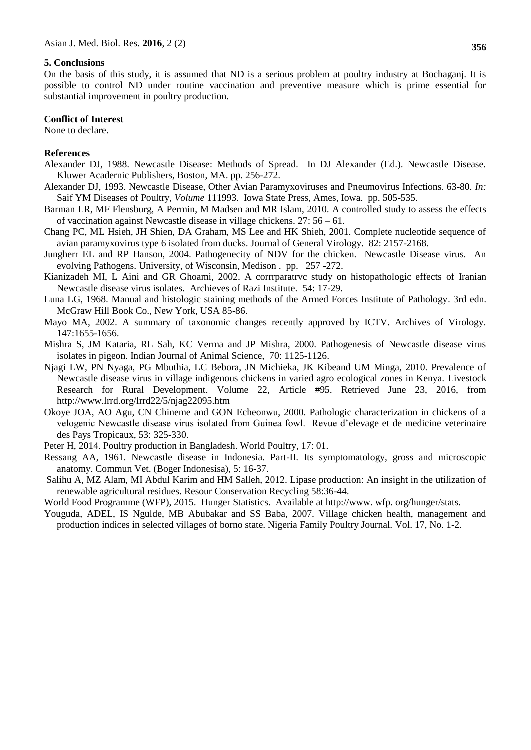## 5. Conclusions

On the basis of this study, it is assumed that ND is a serious problem at poultry industry at Bochaganj. It is possible to control ND under routine vaccination and preventive measure which is prime essential for substantial improvement in poultry production.

### Conflict of Interest

None to declare.

### References

Alexander DJ, 1988. Newcastle Disease: Methods of Spread. In DJ Alexander (Ed.). Newcastle Disease. Kluwer Acadernic Publishers, Boston, MA. pp. 256-272.

Alexander DJ, 1993. Newcastle Disease, Other Avian Paramyxoviruses and Pneumovirus Infections. 63-80. *In:* Saif YM Diseases of Poultry, *Volume* 111993. Iowa State Press, Ames, Iowa. pp. 505-535.

Barman LR, MF Flensburg, A Permin, M Madsen and MR Islam, 2010. A controlled study to assess the effects of vaccination against Newcastle disease in village chickens. 27: 56 – 61.

Chang PC, ML Hsieh, JH Shien, DA Graham, MS Lee and HK Shieh, 2001. Complete nucleotide sequence of avian paramyxovirus type 6 isolated from ducks. Journal of General Virology. 82: 2157-2168.

Jungherr EL and RP Hanson, 2004. Pathogenecity of NDV for the chicken. Newcastle Disease virus. An evolving Pathogens. University, of Wisconsin, Medison . pp. 257 -272.

Kianizadeh MI, L Aini and GR Ghoami, 2002. A corrrparatrvc study on histopathologic effects of Iranian Newcastle disease virus isolates. Archieves of Razi Institute. 54: 17-29.

Luna LG, 1968. Manual and histologic staining methods of the Armed Forces Institute of Pathology. 3rd edn. McGraw Hill Book Co., New York, USA 85-86.

Mayo MA, 2002. A summary of taxonomic changes recently approved by ICTV. Archives of Virology. 147:1655-1656.

Mishra S, JM Kataria, RL Sah, KC Verma and JP Mishra, 2000. Pathogenesis of Newcastle disease virus isolates in pigeon. Indian Journal of Animal Science, 70: 1125-1126.

Njagi LW, PN Nyaga, PG Mbuthia, LC Bebora, JN Michieka, JK Kibeand UM Minga, 2010. Prevalence of Newcastle disease virus in village indigenous chickens in varied agro ecological zones in Kenya. Livestock Research for Rural Development. Volume 22, Article #95. Retrieved June 23, 2016, from http://www.lrrd.org/lrrd22/5/njag22095.htm

Okoye JOA, AO Agu, CN Chineme and GON Echeonwu, 2000. Pathologic characterization in chickens of a velogenic Newcastle disease virus isolated from Guinea fowl. Revue d'elevage et de medicine veterinaire des Pays Tropicaux, 53: 325-330.

Peter H, 2014. Poultry production in Bangladesh. World Poultry, 17: 01.

Ressang AA, 1961. Newcastle disease in Indonesia. Part-II. Its symptomatology, gross and microscopic anatomy. Commun Vet. (Boger Indonesisa), 5: 16-37.

Salihu A, MZ Alam, MI Abdul Karim and HM Salleh, 2012. Lipase production: An insight in the utilization of renewable agricultural residues. Resour Conservation Recycling 58:36-44.

World Food Programme (WFP), 2015. Hunger Statistics. Available at http://www. wfp. org/hunger/stats.

Youguda, ADEL, IS Ngulde, MB Abubakar and SS Baba, 2007. Village chicken health, management and production indices in selected villages of borno state. Nigeria Family Poultry Journal. Vol. 17, No. 1-2.